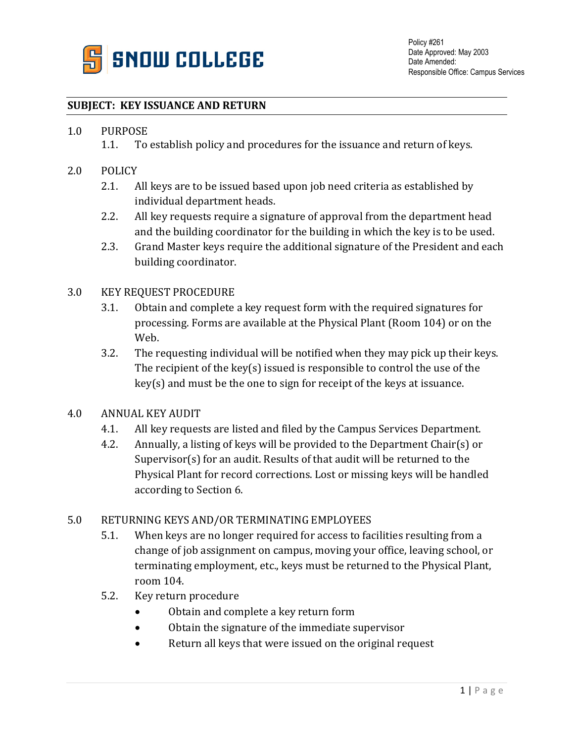SNOW COLLEGE

Policy #261
Date Approved: May 2003
Date Amended:
Responsible Office: Campus Services

**SUBJECT: KEY ISSUANCE AND RETURN**

1.0 PURPOSE

1.1. To establish policy and procedures for the issuance and return of keys.

2.0 POLICY

2.1. All keys are to be issued based upon job need criteria as established by individual department heads.

2.2. All key requests require a signature of approval from the department head and the building coordinator for the building in which the key is to be used.

2.3. Grand Master keys require the additional signature of the President and each building coordinator.

3.0 KEY REQUEST PROCEDURE

3.1. Obtain and complete a key request form with the required signatures for processing. Forms are available at the Physical Plant (Room 104) or on the Web.

3.2. The requesting individual will be notified when they may pick up their keys. The recipient of the key(s) issued is responsible to control the use of the key(s) and must be the one to sign for receipt of the keys at issuance.

4.0 ANNUAL KEY AUDIT

4.1. All key requests are listed and filed by the Campus Services Department.

4.2. Annually, a listing of keys will be provided to the Department Chair(s) or Supervisor(s) for an audit. Results of that audit will be returned to the Physical Plant for record corrections. Lost or missing keys will be handled according to Section 6.

5.0 RETURNING KEYS AND/OR TERMINATING EMPLOYEES

5.1. When keys are no longer required for access to facilities resulting from a change of job assignment on campus, moving your office, leaving school, or terminating employment, etc., keys must be returned to the Physical Plant, room 104.

5.2. Key return procedure

- Obtain and complete a key return form
- Obtain the signature of the immediate supervisor
- Return all keys that were issued on the original request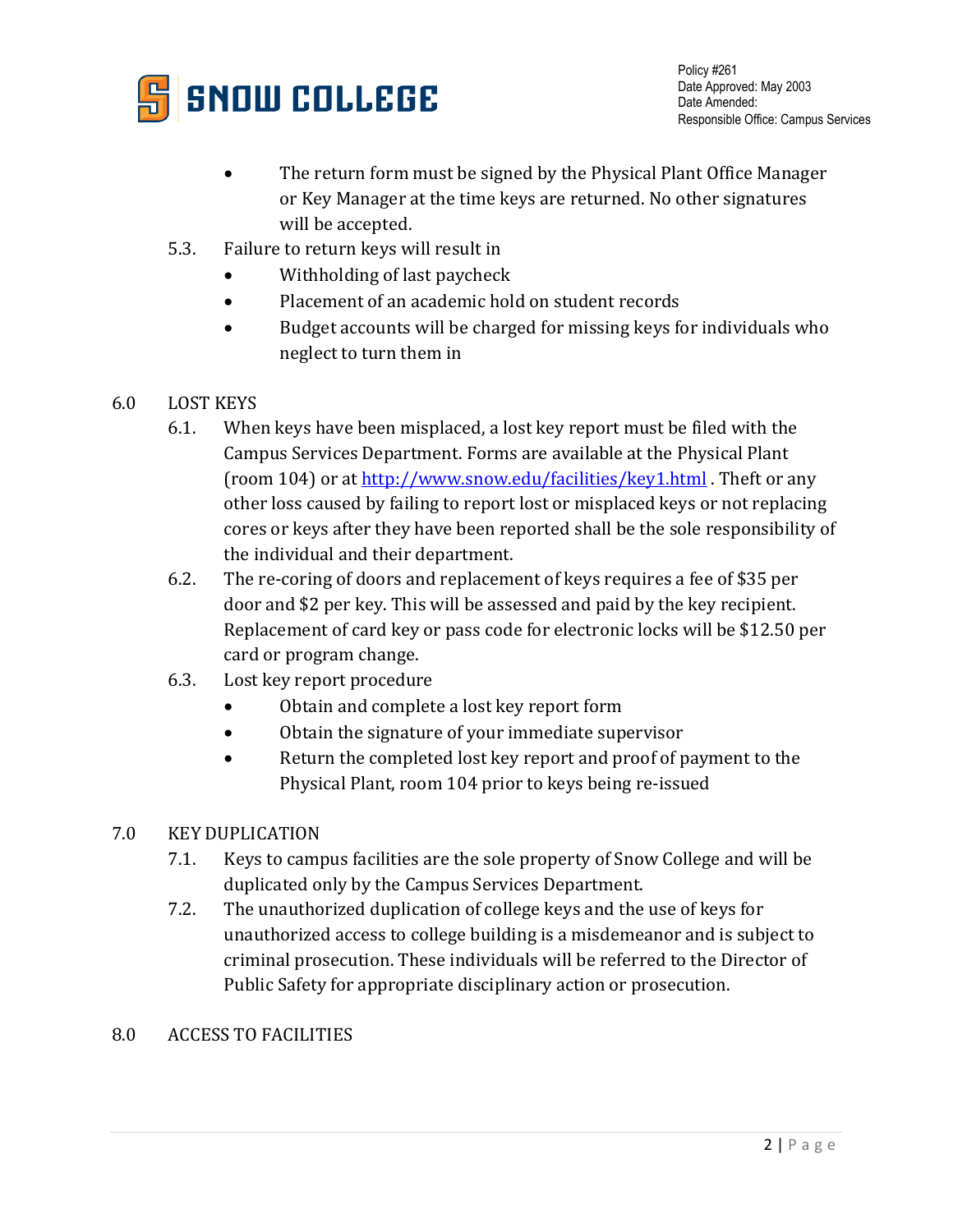- The return form must be signed by the Physical Plant Office Manager or Key Manager at the time keys are returned. No other signatures will be accepted.

5.3. Failure to return keys will result in

- Withholding of last paycheck
- Placement of an academic hold on student records
- Budget accounts will be charged for missing keys for individuals who neglect to turn them in

## 6.0 LOST KEYS

6.1. When keys have been misplaced, a lost key report must be filed with the Campus Services Department. Forms are available at the Physical Plant (room 104) or at [http://www.snow.edu/facilities/key1.html](http://www.snow.edu/facilities/key1.html) . Theft or any other loss caused by failing to report lost or misplaced keys or not replacing cores or keys after they have been reported shall be the sole responsibility of the individual and their department.

6.2. The re-coring of doors and replacement of keys requires a fee of $35 per door and $2 per key. This will be assessed and paid by the key recipient. Replacement of card key or pass code for electronic locks will be $12.50 per card or program change.

6.3. Lost key report procedure

- Obtain and complete a lost key report form
- Obtain the signature of your immediate supervisor
- Return the completed lost key report and proof of payment to the Physical Plant, room 104 prior to keys being re-issued

## 7.0 KEY DUPLICATION

7.1. Keys to campus facilities are the sole property of Snow College and will be duplicated only by the Campus Services Department.

7.2. The unauthorized duplication of college keys and the use of keys for unauthorized access to college building is a misdemeanor and is subject to criminal prosecution. These individuals will be referred to the Director of Public Safety for appropriate disciplinary action or prosecution.

## 8.0 ACCESS TO FACILITIES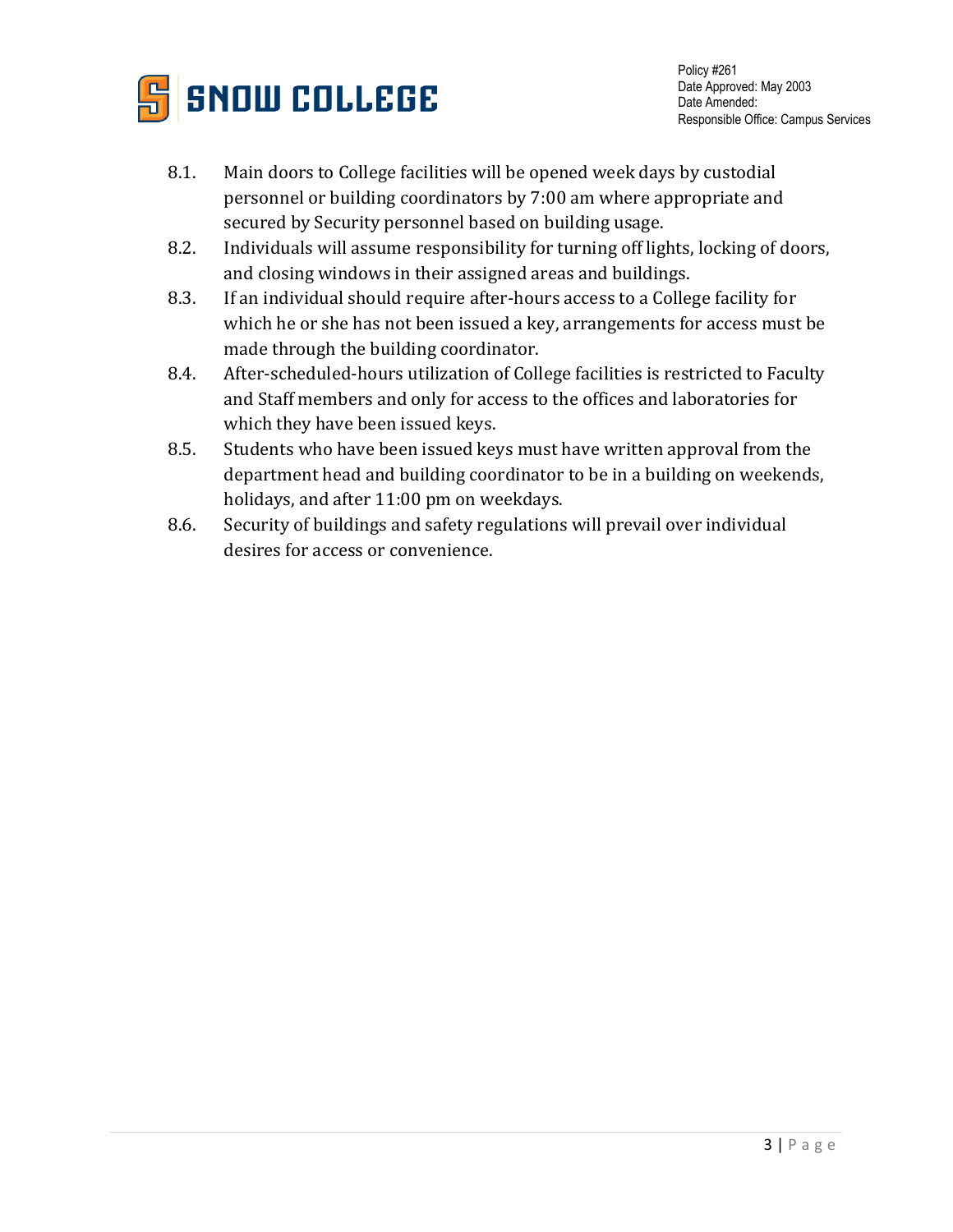8.1. Main doors to College facilities will be opened week days by custodial personnel or building coordinators by 7:00 am where appropriate and secured by Security personnel based on building usage.

8.2. Individuals will assume responsibility for turning off lights, locking of doors, and closing windows in their assigned areas and buildings.

8.3. If an individual should require after-hours access to a College facility for which he or she has not been issued a key, arrangements for access must be made through the building coordinator.

8.4. After-scheduled-hours utilization of College facilities is restricted to Faculty and Staff members and only for access to the offices and laboratories for which they have been issued keys.

8.5. Students who have been issued keys must have written approval from the department head and building coordinator to be in a building on weekends, holidays, and after 11:00 pm on weekdays.

8.6. Security of buildings and safety regulations will prevail over individual desires for access or convenience.